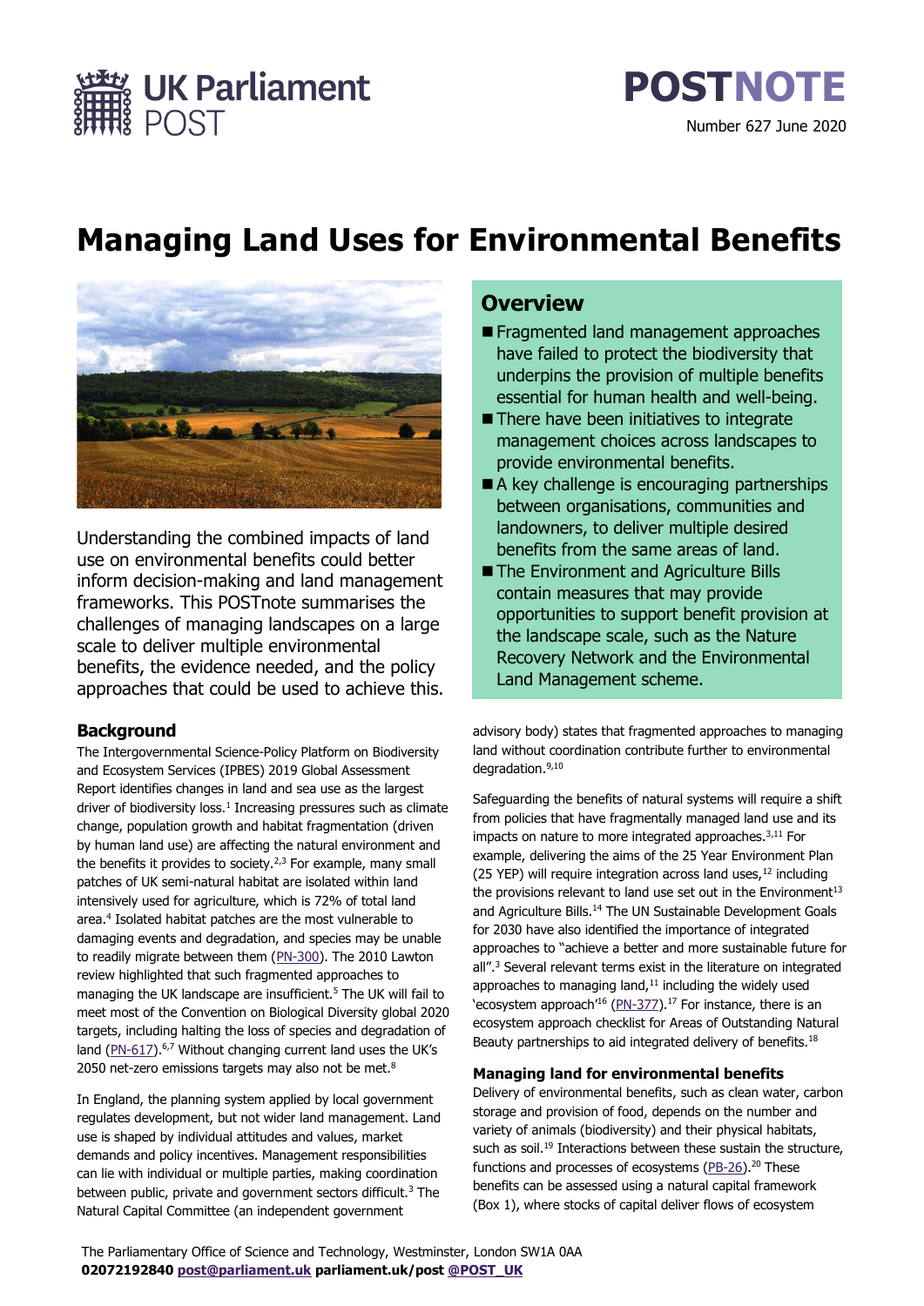UK Parliament POST

# POSTNOTE

Number 627 June 2020

# Managing Land Uses for Environmental Benefits

Understanding the combined impacts of land use on environmental benefits could better inform decision-making and land management frameworks. This POSTnote summarises the challenges of managing landscapes on a large scale to deliver multiple environmental benefits, the evidence needed, and the policy approaches that could be used to achieve this.

## Overview

- Fragmented land management approaches have failed to protect the biodiversity that underpins the provision of multiple benefits essential for human health and well-being.
- There have been initiatives to integrate management choices across landscapes to provide environmental benefits.
- A key challenge is encouraging partnerships between organisations, communities and landowners, to deliver multiple desired benefits from the same areas of land.
- The Environment and Agriculture Bills contain measures that may provide opportunities to support benefit provision at the landscape scale, such as the Nature Recovery Network and the Environmental Land Management scheme.

## Background

The Intergovernmental Science-Policy Platform on Biodiversity and Ecosystem Services (IPBES) 2019 Global Assessment Report identifies changes in land and sea use as the largest driver of biodiversity loss.[1] Increasing pressures such as climate change, population growth and habitat fragmentation (driven by human land use) are affecting the natural environment and the benefits it provides to society.[2,3] For example, many small patches of UK semi-natural habitat are isolated within land intensively used for agriculture, which is 72% of total land area.[4] Isolated habitat patches are the most vulnerable to damaging events and degradation, and species may be unable to readily migrate between them (PN-300). The 2010 Lawton review highlighted that such fragmented approaches to managing the UK landscape are insufficient.[5] The UK will fail to meet most of the Convention on Biological Diversity global 2020 targets, including halting the loss of species and degradation of land (PN-617).[6,7] Without changing current land uses the UK's 2050 net-zero emissions targets may also not be met.[8]

In England, the planning system applied by local government regulates development, but not wider land management. Land use is shaped by individual attitudes and values, market demands and policy incentives. Management responsibilities can lie with individual or multiple parties, making coordination between public, private and government sectors difficult.[3] The Natural Capital Committee (an independent government advisory body) states that fragmented approaches to managing land without coordination contribute further to environmental degradation.[9,10]

Safeguarding the benefits of natural systems will require a shift from policies that have fragmentally managed land use and its impacts on nature to more integrated approaches.[3,11] For example, delivering the aims of the 25 Year Environment Plan (25 YEP) will require integration across land uses,[12] including the provisions relevant to land use set out in the Environment[13] and Agriculture Bills.[14] The UN Sustainable Development Goals for 2030 have also identified the importance of integrated approaches to "achieve a better and more sustainable future for all".[3] Several relevant terms exist in the literature on integrated approaches to managing land,[11] including the widely used 'ecosystem approach'[16] (PN-377).[17] For instance, there is an ecosystem approach checklist for Areas of Outstanding Natural Beauty partnerships to aid integrated delivery of benefits.[18]

### Managing land for environmental benefits

Delivery of environmental benefits, such as clean water, carbon storage and provision of food, depends on the number and variety of animals (biodiversity) and their physical habitats, such as soil.[19] Interactions between these sustain the structure, functions and processes of ecosystems (PB-26).[20] These benefits can be assessed using a natural capital framework (Box 1), where stocks of capital deliver flows of ecosystem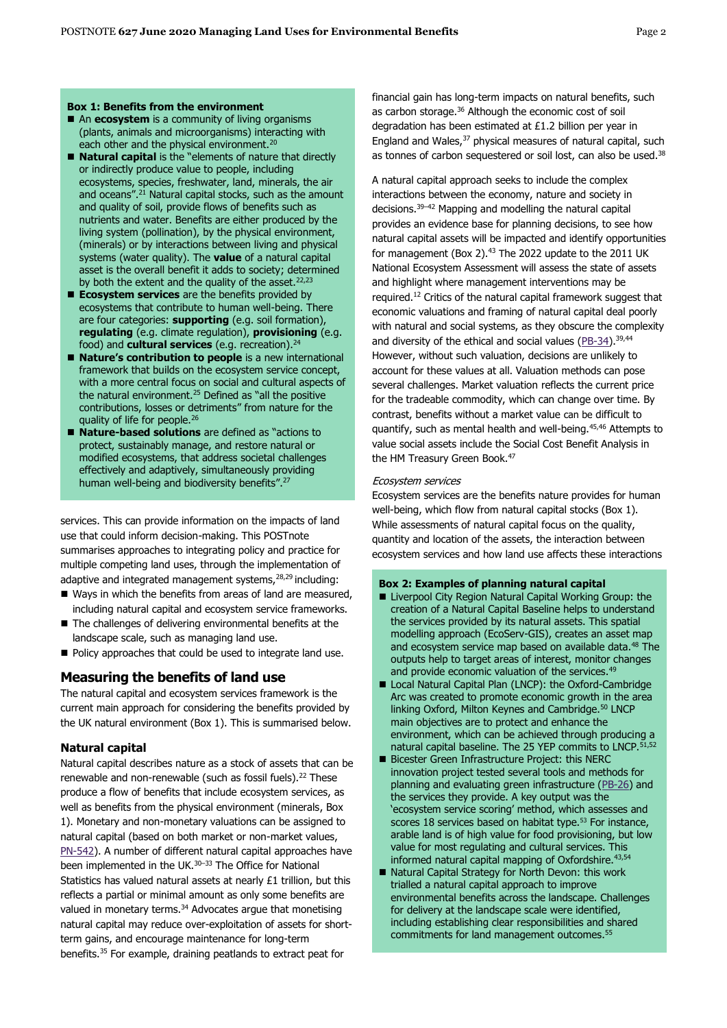**Box 1: Benefits from the environment**

- An **ecosystem** is a community of living organisms (plants, animals and microorganisms) interacting with each other and the physical environment.[20]
- **Natural capital** is the "elements of nature that directly or indirectly produce value to people, including ecosystems, species, freshwater, land, minerals, the air and oceans".[21] Natural capital stocks, such as the amount and quality of soil, provide flows of benefits such as nutrients and water. Benefits are either produced by the living system (pollination), by the physical environment, (minerals) or by interactions between living and physical systems (water quality). The **value** of a natural capital asset is the overall benefit it adds to society; determined by both the extent and the quality of the asset.[22,23]
- **Ecosystem services** are the benefits provided by ecosystems that contribute to human well-being. There are four categories: **supporting** (e.g. soil formation), **regulating** (e.g. climate regulation), **provisioning** (e.g. food) and **cultural services** (e.g. recreation).[24]
- **Nature's contribution to people** is a new international framework that builds on the ecosystem service concept, with a more central focus on social and cultural aspects of the natural environment.[25] Defined as "all the positive contributions, losses or detriments" from nature for the quality of life for people.[26]
- **Nature-based solutions** are defined as "actions to protect, sustainably manage, and restore natural or modified ecosystems, that address societal challenges effectively and adaptively, simultaneously providing human well-being and biodiversity benefits".[27]

services. This can provide information on the impacts of land use that could inform decision-making. This POSTnote summarises approaches to integrating policy and practice for multiple competing land uses, through the implementation of adaptive and integrated management systems,[28,29] including:

- Ways in which the benefits from areas of land are measured, including natural capital and ecosystem service frameworks.
- The challenges of delivering environmental benefits at the landscape scale, such as managing land use.
- Policy approaches that could be used to integrate land use.

## Measuring the benefits of land use

The natural capital and ecosystem services framework is the current main approach for considering the benefits provided by the UK natural environment (Box 1). This is summarised below.

### Natural capital

Natural capital describes nature as a stock of assets that can be renewable and non-renewable (such as fossil fuels).[22] These produce a flow of benefits that include ecosystem services, as well as benefits from the physical environment (minerals, Box 1). Monetary and non-monetary valuations can be assigned to natural capital (based on both market or non-market values, PN-542). A number of different natural capital approaches have been implemented in the UK.[30–33] The Office for National Statistics has valued natural assets at nearly £1 trillion, but this reflects a partial or minimal amount as only some benefits are valued in monetary terms.[34] Advocates argue that monetising natural capital may reduce over-exploitation of assets for short-term gains, and encourage maintenance for long-term benefits.[35] For example, draining peatlands to extract peat for financial gain has long-term impacts on natural benefits, such as carbon storage.[36] Although the economic cost of soil degradation has been estimated at £1.2 billion per year in England and Wales,[37] physical measures of natural capital, such as tonnes of carbon sequestered or soil lost, can also be used.[38]

A natural capital approach seeks to include the complex interactions between the economy, nature and society in decisions.[39–42] Mapping and modelling the natural capital provides an evidence base for planning decisions, to see how natural capital assets will be impacted and identify opportunities for management (Box 2).[43] The 2022 update to the 2011 UK National Ecosystem Assessment will assess the state of assets and highlight where management interventions may be required.[12] Critics of the natural capital framework suggest that economic valuations and framing of natural capital deal poorly with natural and social systems, as they obscure the complexity and diversity of the ethical and social values (PB-34).[39,44] However, without such valuation, decisions are unlikely to account for these values at all. Valuation methods can pose several challenges. Market valuation reflects the current price for the tradeable commodity, which can change over time. By contrast, benefits without a market value can be difficult to quantify, such as mental health and well-being.[45,46] Attempts to value social assets include the Social Cost Benefit Analysis in the HM Treasury Green Book.[47]

*Ecosystem services*

Ecosystem services are the benefits nature provides for human well-being, which flow from natural capital stocks (Box 1). While assessments of natural capital focus on the quality, quantity and location of the assets, the interaction between ecosystem services and how land use affects these interactions

**Box 2: Examples of planning natural capital**

- Liverpool City Region Natural Capital Working Group: the creation of a Natural Capital Baseline helps to understand the services provided by its natural assets. This spatial modelling approach (EcoServ-GIS), creates an asset map and ecosystem service map based on available data.[48] The outputs help to target areas of interest, monitor changes and provide economic valuation of the services.[49]
- Local Natural Capital Plan (LNCP): the Oxford-Cambridge Arc was created to promote economic growth in the area linking Oxford, Milton Keynes and Cambridge.[50] LNCP main objectives are to protect and enhance the environment, which can be achieved through producing a natural capital baseline. The 25 YEP commits to LNCP.[51,52]
- Bicester Green Infrastructure Project: this NERC innovation project tested several tools and methods for planning and evaluating green infrastructure (PB-26) and the services they provide. A key output was the 'ecosystem service scoring' method, which assesses and scores 18 services based on habitat type.[53] For instance, arable land is of high value for food provisioning, but low value for most regulating and cultural services. This informed natural capital mapping of Oxfordshire.[43,54]
- Natural Capital Strategy for North Devon: this work trialled a natural capital approach to improve environmental benefits across the landscape. Challenges for delivery at the landscape scale were identified, including establishing clear responsibilities and shared commitments for land management outcomes.[55]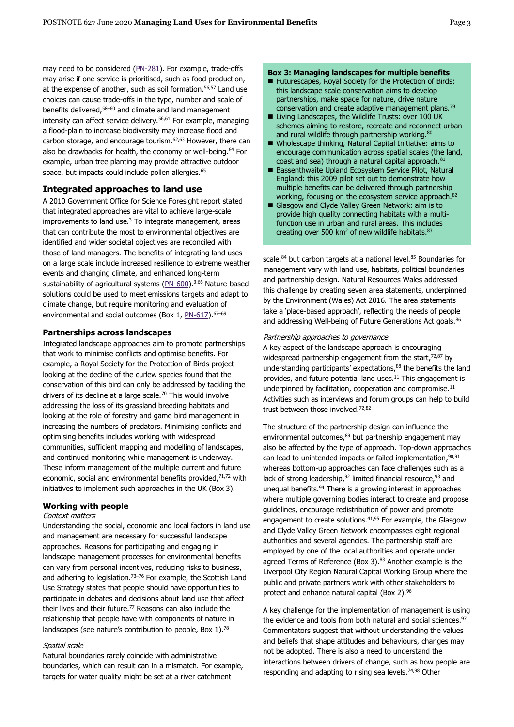may need to be considered (PN-281). For example, trade-offs may arise if one service is prioritised, such as food production, at the expense of another, such as soil formation.[56,57] Land use choices can cause trade-offs in the type, number and scale of benefits delivered,[58–60] and climate and land management intensity can affect service delivery.[56,61] For example, managing a flood-plain to increase biodiversity may increase flood and carbon storage, and encourage tourism.[62,63] However, there can also be drawbacks for health, the economy or well-being.[64] For example, urban tree planting may provide attractive outdoor space, but impacts could include pollen allergies.[65]

## Integrated approaches to land use

A 2010 Government Office for Science Foresight report stated that integrated approaches are vital to achieve large-scale improvements to land use.[3] To integrate management, areas that can contribute the most to environmental objectives are identified and wider societal objectives are reconciled with those of land managers. The benefits of integrating land uses on a large scale include increased resilience to extreme weather events and changing climate, and enhanced long-term sustainability of agricultural systems (PN-600).[3,66] Nature-based solutions could be used to meet emissions targets and adapt to climate change, but require monitoring and evaluation of environmental and social outcomes (Box 1, PN-617).[67–69]

### Partnerships across landscapes

Integrated landscape approaches aim to promote partnerships that work to minimise conflicts and optimise benefits. For example, a Royal Society for the Protection of Birds project looking at the decline of the curlew species found that the conservation of this bird can only be addressed by tackling the drivers of its decline at a large scale.[70] This would involve addressing the loss of its grassland breeding habitats and looking at the role of forestry and game bird management in increasing the numbers of predators. Minimising conflicts and optimising benefits includes working with widespread communities, sufficient mapping and modelling of landscapes, and continued monitoring while management is underway. These inform management of the multiple current and future economic, social and environmental benefits provided,[71,72] with initiatives to implement such approaches in the UK (Box 3).

### Working with people

*Context matters*

Understanding the social, economic and local factors in land use and management are necessary for successful landscape approaches. Reasons for participating and engaging in landscape management processes for environmental benefits can vary from personal incentives, reducing risks to business, and adhering to legislation.[73–76] For example, the Scottish Land Use Strategy states that people should have opportunities to participate in debates and decisions about land use that affect their lives and their future.[77] Reasons can also include the relationship that people have with components of nature in landscapes (see nature's contribution to people, Box 1).[78]

*Spatial scale*

Natural boundaries rarely coincide with administrative boundaries, which can result can in a mismatch. For example, targets for water quality might be set at a river catchment scale,[84] but carbon targets at a national level.[85] Boundaries for management vary with land use, habitats, political boundaries and partnership design. Natural Resources Wales addressed this challenge by creating seven area statements, underpinned by the Environment (Wales) Act 2016. The area statements take a 'place-based approach', reflecting the needs of people and addressing Well-being of Future Generations Act goals.[86]

**Box 3: Managing landscapes for multiple benefits**

- Futurescapes, Royal Society for the Protection of Birds: this landscape scale conservation aims to develop partnerships, make space for nature, drive nature conservation and create adaptive management plans.[79]
- Living Landscapes, the Wildlife Trusts: over 100 UK schemes aiming to restore, recreate and reconnect urban and rural wildlife through partnership working.[80]
- Wholescape thinking, Natural Capital Initiative: aims to encourage communication across spatial scales (the land, coast and sea) through a natural capital approach.[81]
- Bassenthwaite Upland Ecosystem Service Pilot, Natural England: this 2009 pilot set out to demonstrate how multiple benefits can be delivered through partnership working, focusing on the ecosystem service approach.[82]
- Glasgow and Clyde Valley Green Network: aim is to provide high quality connecting habitats with a multi-function use in urban and rural areas. This includes creating over 500 km$^2$ of new wildlife habitats.[83]

*Partnership approaches to governance*

A key aspect of the landscape approach is encouraging widespread partnership engagement from the start,[72,87] by understanding participants' expectations,[88] the benefits the land provides, and future potential land uses.[11] This engagement is underpinned by facilitation, cooperation and compromise.[11] Activities such as interviews and forum groups can help to build trust between those involved.[72,82]

The structure of the partnership design can influence the environmental outcomes,[89] but partnership engagement may also be affected by the type of approach. Top-down approaches can lead to unintended impacts or failed implementation,[90,91] whereas bottom-up approaches can face challenges such as a lack of strong leadership,[92] limited financial resource,[93] and unequal benefits.[94] There is a growing interest in approaches where multiple governing bodies interact to create and propose guidelines, encourage redistribution of power and promote engagement to create solutions.[41,95] For example, the Glasgow and Clyde Valley Green Network encompasses eight regional authorities and several agencies. The partnership staff are employed by one of the local authorities and operate under agreed Terms of Reference (Box 3).[83] Another example is the Liverpool City Region Natural Capital Working Group where the public and private partners work with other stakeholders to protect and enhance natural capital (Box 2).[96]

A key challenge for the implementation of management is using the evidence and tools from both natural and social sciences.[97] Commentators suggest that without understanding the values and beliefs that shape attitudes and behaviours, changes may not be adopted. There is also a need to understand the interactions between drivers of change, such as how people are responding and adapting to rising sea levels.[74,98] Other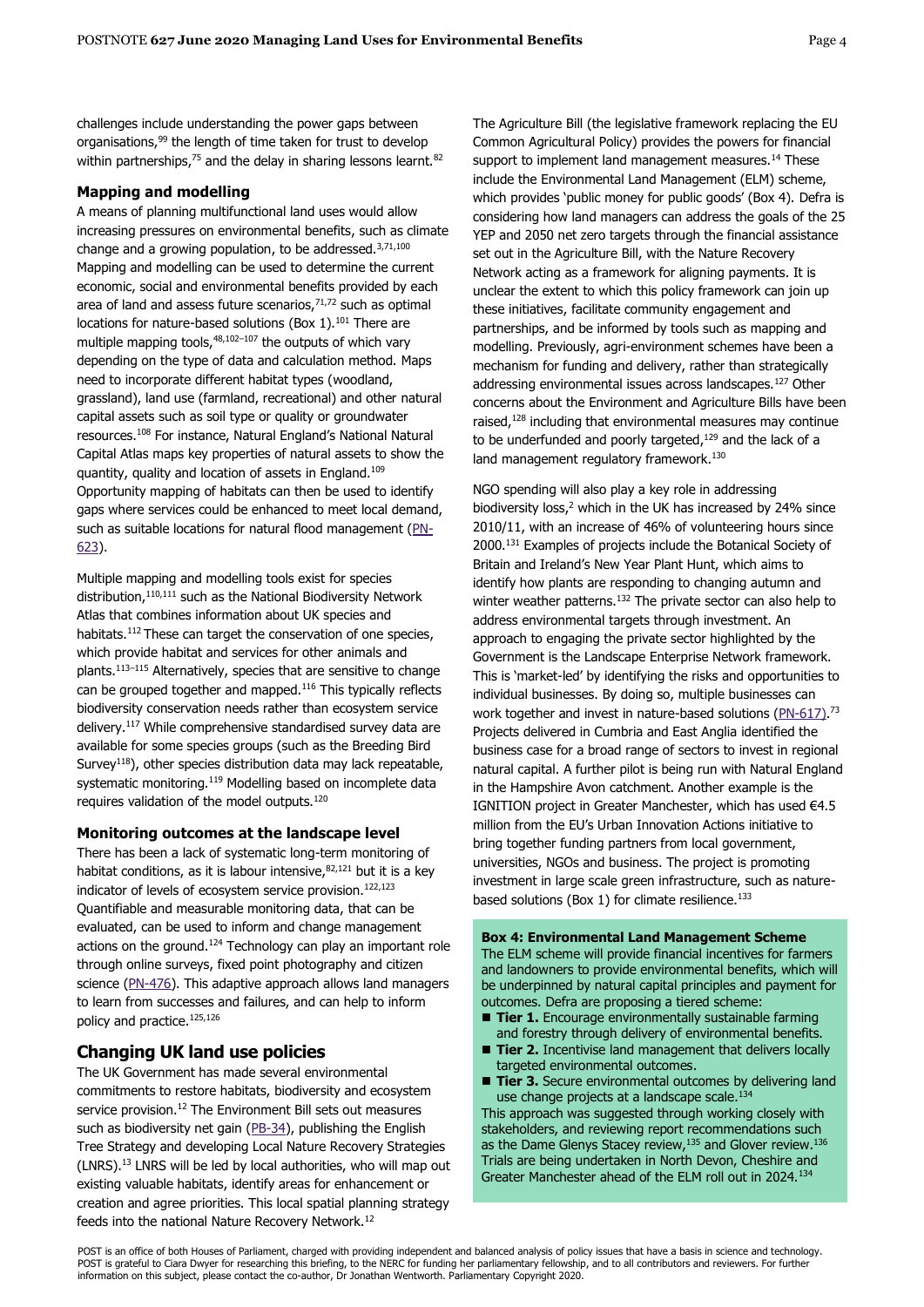challenges include understanding the power gaps between organisations,[99] the length of time taken for trust to develop within partnerships,[75] and the delay in sharing lessons learnt.[82]

### Mapping and modelling

A means of planning multifunctional land uses would allow increasing pressures on environmental benefits, such as climate change and a growing population, to be addressed.[3,71,100] Mapping and modelling can be used to determine the current economic, social and environmental benefits provided by each area of land and assess future scenarios,[71,72] such as optimal locations for nature-based solutions (Box 1).[101] There are multiple mapping tools,[48,102–107] the outputs of which vary depending on the type of data and calculation method. Maps need to incorporate different habitat types (woodland, grassland), land use (farmland, recreational) and other natural capital assets such as soil type or quality or groundwater resources.[108] For instance, Natural England's National Natural Capital Atlas maps key properties of natural assets to show the quantity, quality and location of assets in England.[109] Opportunity mapping of habitats can then be used to identify gaps where services could be enhanced to meet local demand, such as suitable locations for natural flood management (PN-623).

Multiple mapping and modelling tools exist for species distribution,[110,111] such as the National Biodiversity Network Atlas that combines information about UK species and habitats.[112] These can target the conservation of one species, which provide habitat and services for other animals and plants.[113–115] Alternatively, species that are sensitive to change can be grouped together and mapped.[116] This typically reflects biodiversity conservation needs rather than ecosystem service delivery.[117] While comprehensive standardised survey data are available for some species groups (such as the Breeding Bird Survey[118]), other species distribution data may lack repeatable, systematic monitoring.[119] Modelling based on incomplete data requires validation of the model outputs.[120]

### Monitoring outcomes at the landscape level

There has been a lack of systematic long-term monitoring of habitat conditions, as it is labour intensive,[82,121] but it is a key indicator of levels of ecosystem service provision.[122,123] Quantifiable and measurable monitoring data, that can be evaluated, can be used to inform and change management actions on the ground.[124] Technology can play an important role through online surveys, fixed point photography and citizen science (PN-476). This adaptive approach allows land managers to learn from successes and failures, and can help to inform policy and practice.[125,126]

## Changing UK land use policies

The UK Government has made several environmental commitments to restore habitats, biodiversity and ecosystem service provision.[12] The Environment Bill sets out measures such as biodiversity net gain (PB-34), publishing the English Tree Strategy and developing Local Nature Recovery Strategies (LNRS).[13] LNRS will be led by local authorities, who will map out existing valuable habitats, identify areas for enhancement or creation and agree priorities. This local spatial planning strategy feeds into the national Nature Recovery Network.[12]

The Agriculture Bill (the legislative framework replacing the EU Common Agricultural Policy) provides the powers for financial support to implement land management measures.[14] These include the Environmental Land Management (ELM) scheme, which provides 'public money for public goods' (Box 4). Defra is considering how land managers can address the goals of the 25 YEP and 2050 net zero targets through the financial assistance set out in the Agriculture Bill, with the Nature Recovery Network acting as a framework for aligning payments. It is unclear the extent to which this policy framework can join up these initiatives, facilitate community engagement and partnerships, and be informed by tools such as mapping and modelling. Previously, agri-environment schemes have been a mechanism for funding and delivery, rather than strategically addressing environmental issues across landscapes.[127] Other concerns about the Environment and Agriculture Bills have been raised,[128] including that environmental measures may continue to be underfunded and poorly targeted,[129] and the lack of a land management regulatory framework.[130]

NGO spending will also play a key role in addressing biodiversity loss,[2] which in the UK has increased by 24% since 2010/11, with an increase of 46% of volunteering hours since 2000.[131] Examples of projects include the Botanical Society of Britain and Ireland's New Year Plant Hunt, which aims to identify how plants are responding to changing autumn and winter weather patterns.[132] The private sector can also help to address environmental targets through investment. An approach to engaging the private sector highlighted by the Government is the Landscape Enterprise Network framework. This is 'market-led' by identifying the risks and opportunities to individual businesses. By doing so, multiple businesses can work together and invest in nature-based solutions (PN-617).[73] Projects delivered in Cumbria and East Anglia identified the business case for a broad range of sectors to invest in regional natural capital. A further pilot is being run with Natural England in the Hampshire Avon catchment. Another example is the IGNITION project in Greater Manchester, which has used €4.5 million from the EU's Urban Innovation Actions initiative to bring together funding partners from local government, universities, NGOs and business. The project is promoting investment in large scale green infrastructure, such as nature-based solutions (Box 1) for climate resilience.[133]

**Box 4: Environmental Land Management Scheme**

The ELM scheme will provide financial incentives for farmers and landowners to provide environmental benefits, which will be underpinned by natural capital principles and payment for outcomes. Defra are proposing a tiered scheme:

- **Tier 1.** Encourage environmentally sustainable farming and forestry through delivery of environmental benefits.
- **Tier 2.** Incentivise land management that delivers locally targeted environmental outcomes.
- **Tier 3.** Secure environmental outcomes by delivering land use change projects at a landscape scale.[134]

This approach was suggested through working closely with stakeholders, and reviewing report recommendations such as the Dame Glenys Stacey review,[135] and Glover review.[136] Trials are being undertaken in North Devon, Cheshire and Greater Manchester ahead of the ELM roll out in 2024.[134]

POST is an office of both Houses of Parliament, charged with providing independent and balanced analysis of policy issues that have a basis in science and technology. POST is grateful to Ciara Dwyer for researching this briefing, to the NERC for funding her parliamentary fellowship, and to all contributors and reviewers. For further information on this subject, please contact the co-author, Dr Jonathan Wentworth. Parliamentary Copyright 2020.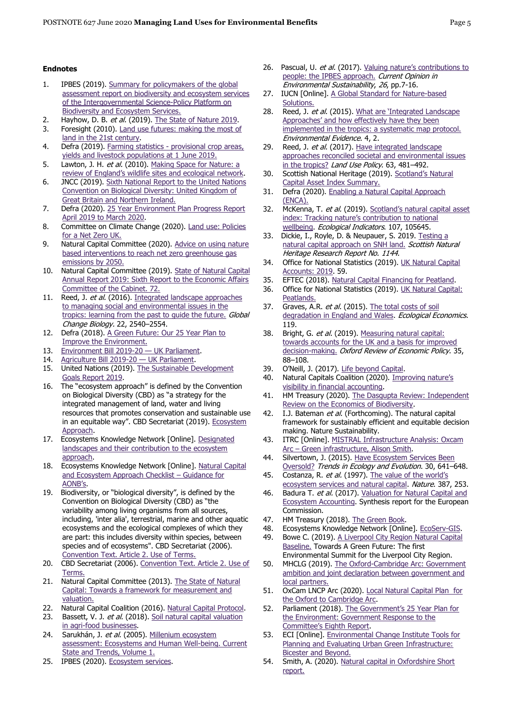## Endnotes

1. IPBES (2019). Summary for policymakers of the global assessment report on biodiversity and ecosystem services of the Intergovernmental Science-Policy Platform on Biodiversity and Ecosystem Services.
2. Hayhow, D. B. *et al.* (2019). The State of Nature 2019.
3. Foresight (2010). Land use futures: making the most of land in the 21st century.
4. Defra (2019). Farming statistics - provisional crop areas, yields and livestock populations at 1 June 2019.
5. Lawton, J. H. *et al.* (2010). Making Space for Nature: a review of England's wildlife sites and ecological network.
6. JNCC (2019). Sixth National Report to the United Nations Convention on Biological Diversity: United Kingdom of Great Britain and Northern Ireland.
7. Defra (2020). 25 Year Environment Plan Progress Report April 2019 to March 2020.
8. Committee on Climate Change (2020). Land use: Policies for a Net Zero UK.
9. Natural Capital Committee (2020). Advice on using nature based interventions to reach net zero greenhouse gas emissions by 2050.
10. Natural Capital Committee (2019). State of Natural Capital Annual Report 2019: Sixth Report to the Economic Affairs Committee of the Cabinet. 72.
11. Reed, J. *et al.* (2016). Integrated landscape approaches to managing social and environmental issues in the tropics: learning from the past to guide the future. *Global Change Biology*. 22, 2540–2554.
12. Defra (2018). A Green Future: Our 25 Year Plan to Improve the Environment.
13. Environment Bill 2019-20 — UK Parliament.
14. Agriculture Bill 2019-20 — UK Parliament.
15. United Nations (2019). The Sustainable Development Goals Report 2019.
16. The "ecosystem approach" is defined by the Convention on Biological Diversity (CBD) as "a strategy for the integrated management of land, water and living resources that promotes conservation and sustainable use in an equitable way". CBD Secretariat (2019). Ecosystem Approach.
17. Ecosystems Knowledge Network [Online]. Designated landscapes and their contribution to the ecosystem approach.
18. Ecosystems Knowledge Network [Online]. Natural Capital and Ecosystem Approach Checklist – Guidance for AONB's.
19. Biodiversity, or "biological diversity", is defined by the Convention on Biological Diversity (CBD) as "the variability among living organisms from all sources, including, 'inter alia', terrestrial, marine and other aquatic ecosystems and the ecological complexes of which they are part: this includes diversity within species, between species and of ecosystems". CBD Secretariat (2006). Convention Text. Article 2. Use of Terms.
20. CBD Secretariat (2006). Convention Text. Article 2. Use of Terms.
21. Natural Capital Committee (2013). The State of Natural Capital: Towards a framework for measurement and valuation.
22. Natural Capital Coalition (2016). Natural Capital Protocol.
23. Bassett, V. J. *et al.* (2018). Soil natural capital valuation in agri-food businesses.
24. Sarukhán, J. *et al.* (2005). Millenium ecosystem assessment: Ecosystems and Human Well-being. Current State and Trends, Volume 1.
25. IPBES (2020). Ecosystem services.
26. Pascual, U. *et al.* (2017). Valuing nature's contributions to people: the IPBES approach. *Current Opinion in Environmental Sustainability*, *26*, pp.7-16.
27. IUCN [Online]. A Global Standard for Nature-based Solutions.
28. Reed, J. *et al.* (2015). What are 'Integrated Landscape Approaches' and how effectively have they been implemented in the tropics: a systematic map protocol. *Environmental Evidence*. 4, 2.
29. Reed, J. *et al.* (2017). Have integrated landscape approaches reconciled societal and environmental issues in the tropics? *Land Use Policy*. 63, 481–492.
30. Scottish National Heritage (2019). Scotland's Natural Capital Asset Index Summary.
31. Defra (2020). Enabling a Natural Capital Approach (ENCA).
32. McKenna, T. *et al.* (2019). Scotland's natural capital asset index: Tracking nature's contribution to national wellbeing. *Ecological Indicators*. 107, 105645.
33. Dickie, I., Royle, D. & Neupauer, S. 2019. Testing a natural capital approach on SNH land. *Scottish Natural Heritage Research Report No. 1144*.
34. Office for National Statistics (2019). UK Natural Capital Accounts: 2019. 59.
35. EFTEC (2018). Natural Capital Financing for Peatland.
36. Office for National Statistics (2019). UK Natural Capital: Peatlands.
37. Graves, A.R. *et al.* (2015). The total costs of soil degradation in England and Wales. *Ecological Economics*. 119.
38. Bright, G. *et al.* (2019). Measuring natural capital: towards accounts for the UK and a basis for improved decision-making. *Oxford Review of Economic Policy*. 35, 88–108.
39. O'Neill, J. (2017). Life beyond Capital.
40. Natural Capitals Coalition (2020). Improving nature's visibility in financial accounting.
41. HM Treasury (2020). The Dasgupta Review: Independent Review on the Economics of Biodiversity.
42. I.J. Bateman *et al.* (Forthcoming). The natural capital framework for sustainably efficient and equitable decision making. Nature Sustainability.
43. ITRC [Online]. MISTRAL Infrastructure Analysis: Oxcam Arc – Green infrastructure, Alison Smith.
44. Silvertown, J. (2015). Have Ecosystem Services Been Oversold? *Trends in Ecology and Evolution*. 30, 641–648.
45. Costanza, R. *et al.* (1997). The value of the world's ecosystem services and natural capital. *Nature*. 387, 253.
46. Badura T. *et al.* (2017). Valuation for Natural Capital and Ecosystem Accounting. Synthesis report for the European Commission.
47. HM Treasury (2018). The Green Book.
48. Ecosystems Knowledge Network [Online]. EcoServ-GIS.
49. Bowe C. (2019). A Liverpool City Region Natural Capital Baseline. Towards A Green Future: The first Environmental Summit for the Liverpool City Region.
50. MHCLG (2019). The Oxford-Cambridge Arc: Government ambition and joint declaration between government and local partners.
51. OxCam LNCP Arc (2020). Local Natural Capital Plan for the Oxford to Cambridge Arc.
52. Parliament (2018). The Government's 25 Year Plan for the Environment: Government Response to the Committee's Eighth Report.
53. ECI [Online]. Environmental Change Institute Tools for Planning and Evaluating Urban Green Infrastructure: Bicester and Beyond.
54. Smith, A. (2020). Natural capital in Oxfordshire Short report.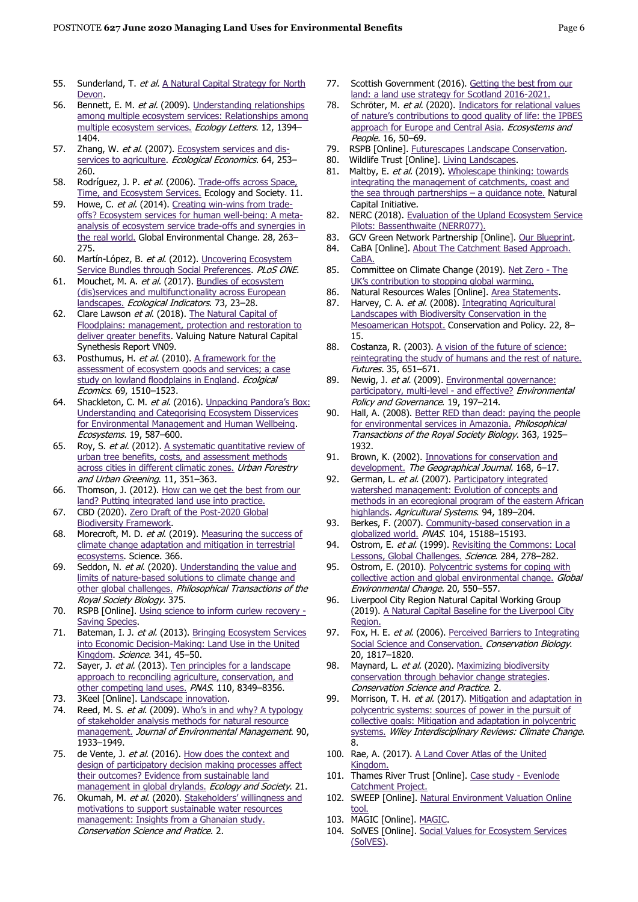55. Sunderland, T. *et al.* A Natural Capital Strategy for North Devon.
56. Bennett, E. M. *et al.* (2009). Understanding relationships among multiple ecosystem services: Relationships among multiple ecosystem services. *Ecology Letters*. 12, 1394–1404.
57. Zhang, W. *et al.* (2007). Ecosystem services and dis-services to agriculture. *Ecological Economics*. 64, 253–260.
58. Rodríguez, J. P. *et al.* (2006). Trade-offs across Space, Time, and Ecosystem Services. Ecology and Society. 11.
59. Howe, C. *et al.* (2014). Creating win-wins from trade-offs? Ecosystem services for human well-being: A meta-analysis of ecosystem service trade-offs and synergies in the real world. Global Environmental Change. 28, 263–275.
60. Martín-López, B. *et al.* (2012). Uncovering Ecosystem Service Bundles through Social Preferences. *PLoS ONE*.
61. Mouchet, M. A. *et al.* (2017). Bundles of ecosystem (dis)services and multifunctionality across European landscapes. *Ecological Indicators*. 73, 23–28.
62. Clare Lawson *et al.* (2018). The Natural Capital of Floodplains: management, protection and restoration to deliver greater benefits. Valuing Nature Natural Capital Synthesis Report VN09.
63. Posthumus, H. *et al.* (2010). A framework for the assessment of ecosystem goods and services; a case study on lowland floodplains in England. *Ecolgical Ecomics*. 69, 1510–1523.
64. Shackleton, C. M. *et al.* (2016). Unpacking Pandora's Box: Understanding and Categorising Ecosystem Disservices for Environmental Management and Human Wellbeing. *Ecosystems*. 19, 587–600.
65. Roy, S. *et al.* (2012). A systematic quantitative review of urban tree benefits, costs, and assessment methods across cities in different climatic zones. *Urban Forestry and Urban Greening*. 11, 351–363.
66. Thomson, J. (2012). How can we get the best from our land? Putting integrated land use into practice.
67. CBD (2020). Zero Draft of the Post-2020 Global Biodiversity Framework.
68. Morecroft, M. D. *et al.* (2019). Measuring the success of climate change adaptation and mitigation in terrestrial ecosystems. Science. 366.
69. Seddon, N. *et al.* (2020). Understanding the value and limits of nature-based solutions to climate change and other global challenges. *Philosophical Transactions of the Royal Society Biology*. 375.
70. RSPB [Online]. Using science to inform curlew recovery - Saving Species.
71. Bateman, I. J. *et al.* (2013). Bringing Ecosystem Services into Economic Decision-Making: Land Use in the United Kingdom. *Science*. 341, 45–50.
72. Sayer, J. *et al.* (2013). Ten principles for a landscape approach to reconciling agriculture, conservation, and other competing land uses. *PNAS*. 110, 8349–8356.
73. 3Keel [Online]. Landscape innovation.
74. Reed, M. S. *et al.* (2009). Who's in and why? A typology of stakeholder analysis methods for natural resource management. *Journal of Environmental Management*. 90, 1933–1949.
75. de Vente, J. *et al.* (2016). How does the context and design of participatory decision making processes affect their outcomes? Evidence from sustainable land management in global drylands. *Ecology and Society*. 21.
76. Okumah, M. *et al.* (2020). Stakeholders' willingness and motivations to support sustainable water resources management: Insights from a Ghanaian study. *Conservation Science and Pratice*. 2.
77. Scottish Government (2016). Getting the best from our land: a land use strategy for Scotland 2016-2021.
78. Schröter, M. *et al.* (2020). Indicators for relational values of nature's contributions to good quality of life: the IPBES approach for Europe and Central Asia. *Ecosystems and People*. 16, 50–69.
79. RSPB [Online]. Futurescapes Landscape Conservation.
80. Wildlife Trust [Online]. Living Landscapes.
81. Maltby, E. *et al.* (2019). Wholescape thinking: towards integrating the management of catchments, coast and the sea through partnerships – a guidance note. Natural Capital Initiative.
82. NERC (2018). Evaluation of the Upland Ecosystem Service Pilots: Bassenthwaite (NERR077).
83. GCV Green Network Partnership [Online]. Our Blueprint.
84. CaBA [Online]. About The Catchment Based Approach. CaBA.
85. Committee on Climate Change (2019). Net Zero - The UK's contribution to stopping global warming.
86. Natural Resources Wales [Online]. Area Statements.
87. Harvey, C. A. *et al.* (2008). Integrating Agricultural Landscapes with Biodiversity Conservation in the Mesoamerican Hotspot. Conservation and Policy. 22, 8–15.
88. Costanza, R. (2003). A vision of the future of science: reintegrating the study of humans and the rest of nature. *Futures*. 35, 651–671.
89. Newig, J. *et al.* (2009). Environmental governance: participatory, multi-level - and effective? *Environmental Policy and Governance*. 19, 197–214.
90. Hall, A. (2008). Better RED than dead: paying the people for environmental services in Amazonia. *Philosophical Transactions of the Royal Society Biology*. 363, 1925–1932.
91. Brown, K. (2002). Innovations for conservation and development. *The Geographical Journal*. 168, 6–17.
92. German, L. *et al.* (2007). Participatory integrated watershed management: Evolution of concepts and methods in an ecoregional program of the eastern African highlands. *Agricultural Systems*. 94, 189–204.
93. Berkes, F. (2007). Community-based conservation in a globalized world. *PNAS*. 104, 15188–15193.
94. Ostrom, E. *et al.* (1999). Revisiting the Commons: Local Lessons, Global Challenges. *Science*. 284, 278–282.
95. Ostrom, E. (2010). Polycentric systems for coping with collective action and global environmental change. *Global Environmental Change*. 20, 550–557.
96. Liverpool City Region Natural Capital Working Group (2019). A Natural Capital Baseline for the Liverpool City Region.
97. Fox, H. E. *et al.* (2006). Perceived Barriers to Integrating Social Science and Conservation. *Conservation Biology*. 20, 1817–1820.
98. Maynard, L. *et al.* (2020). Maximizing biodiversity conservation through behavior change strategies. *Conservation Science and Practice*. 2.
99. Morrison, T. H. *et al.* (2017). Mitigation and adaptation in polycentric systems: sources of power in the pursuit of collective goals: Mitigation and adaptation in polycentric systems. *Wiley Interdisciplinary Reviews: Climate Change*. 8.
100. Rae, A. (2017). A Land Cover Atlas of the United Kingdom.
101. Thames River Trust [Online]. Case study - Evenlode Catchment Project.
102. SWEEP [Online]. Natural Environment Valuation Online tool.
103. MAGIC [Online]. MAGIC.
104. SolVES [Online]. Social Values for Ecosystem Services (SolVES).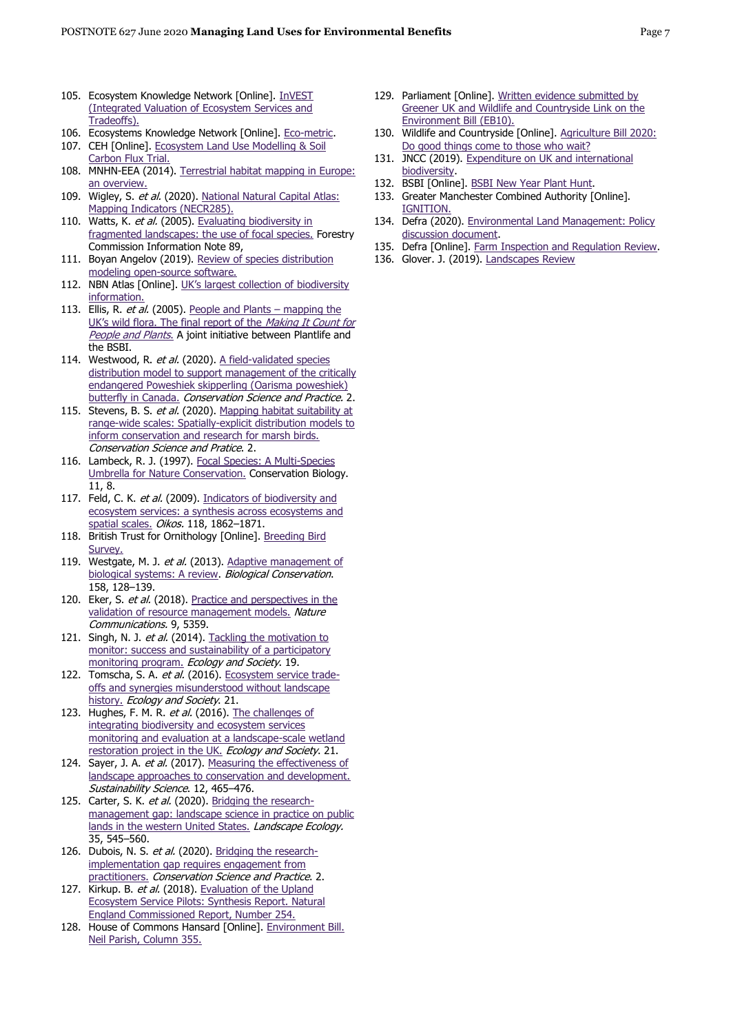105. Ecosystem Knowledge Network [Online]. InVEST (Integrated Valuation of Ecosystem Services and Tradeoffs).
106. Ecosystems Knowledge Network [Online]. Eco-metric.
107. CEH [Online]. Ecosystem Land Use Modelling & Soil Carbon Flux Trial.
108. MNHN-EEA (2014). Terrestrial habitat mapping in Europe: an overview.
109. Wigley, S. *et al.* (2020). National Natural Capital Atlas: Mapping Indicators (NECR285).
110. Watts, K. *et al.* (2005). Evaluating biodiversity in fragmented landscapes: the use of focal species. Forestry Commission Information Note 89,
111. Boyan Angelov (2019). Review of species distribution modeling open-source software.
112. NBN Atlas [Online]. UK's largest collection of biodiversity information.
113. Ellis, R. *et al.* (2005). People and Plants – mapping the UK's wild flora. The final report of the *Making It Count for People and Plants*. A joint initiative between Plantlife and the BSBI.
114. Westwood, R. *et al.* (2020). A field-validated species distribution model to support management of the critically endangered Poweshiek skipperling (Oarisma poweshiek) butterfly in Canada. *Conservation Science and Practice*. 2.
115. Stevens, B. S. *et al.* (2020). Mapping habitat suitability at range-wide scales: Spatially-explicit distribution models to inform conservation and research for marsh birds. *Conservation Science and Pratice*. 2.
116. Lambeck, R. J. (1997). Focal Species: A Multi-Species Umbrella for Nature Conservation. Conservation Biology. 11, 8.
117. Feld, C. K. *et al.* (2009). Indicators of biodiversity and ecosystem services: a synthesis across ecosystems and spatial scales. *Oikos*. 118, 1862–1871.
118. British Trust for Ornithology [Online]. Breeding Bird Survey.
119. Westgate, M. J. *et al.* (2013). Adaptive management of biological systems: A review. *Biological Conservation*. 158, 128–139.
120. Eker, S. *et al.* (2018). Practice and perspectives in the validation of resource management models. *Nature Communications*. 9, 5359.
121. Singh, N. J. *et al.* (2014). Tackling the motivation to monitor: success and sustainability of a participatory monitoring program. *Ecology and Society*. 19.
122. Tomscha, S. A. *et al.* (2016). Ecosystem service trade-offs and synergies misunderstood without landscape history. *Ecology and Society*. 21.
123. Hughes, F. M. R. *et al.* (2016). The challenges of integrating biodiversity and ecosystem services monitoring and evaluation at a landscape-scale wetland restoration project in the UK. *Ecology and Society*. 21.
124. Sayer, J. A. *et al.* (2017). Measuring the effectiveness of landscape approaches to conservation and development. *Sustainability Science*. 12, 465–476.
125. Carter, S. K. *et al.* (2020). Bridging the research-management gap: landscape science in practice on public lands in the western United States. *Landscape Ecology*. 35, 545–560.
126. Dubois, N. S. *et al.* (2020). Bridging the research-implementation gap requires engagement from practitioners. *Conservation Science and Practice*. 2.
127. Kirkup. B. *et al.* (2018). Evaluation of the Upland Ecosystem Service Pilots: Synthesis Report. Natural England Commissioned Report, Number 254.
128. House of Commons Hansard [Online]. Environment Bill. Neil Parish, Column 355.
129. Parliament [Online]. Written evidence submitted by Greener UK and Wildlife and Countryside Link on the Environment Bill (EB10).
130. Wildlife and Countryside [Online]. Agriculture Bill 2020: Do good things come to those who wait?
131. JNCC (2019). Expenditure on UK and international biodiversity.
132. BSBI [Online]. BSBI New Year Plant Hunt.
133. Greater Manchester Combined Authority [Online]. IGNITION.
134. Defra (2020). Environmental Land Management: Policy discussion document.
135. Defra [Online]. Farm Inspection and Regulation Review.
136. Glover. J. (2019). Landscapes Review